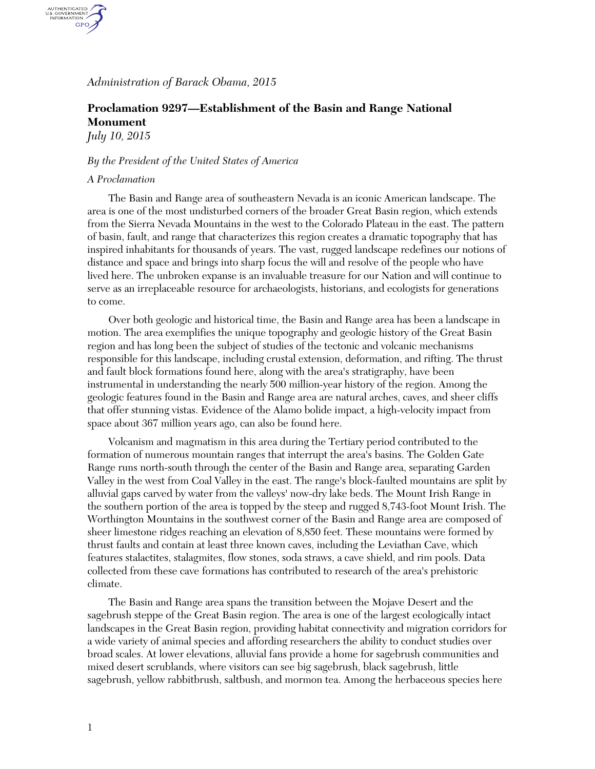*Administration of Barack Obama, 2015*

**Proclamation 9297—Establishment of the Basin and Range National Monument**
*July 10, 2015*

*By the President of the United States of America*

*A Proclamation*

The Basin and Range area of southeastern Nevada is an iconic American landscape. The area is one of the most undisturbed corners of the broader Great Basin region, which extends from the Sierra Nevada Mountains in the west to the Colorado Plateau in the east. The pattern of basin, fault, and range that characterizes this region creates a dramatic topography that has inspired inhabitants for thousands of years. The vast, rugged landscape redefines our notions of distance and space and brings into sharp focus the will and resolve of the people who have lived here. The unbroken expanse is an invaluable treasure for our Nation and will continue to serve as an irreplaceable resource for archaeologists, historians, and ecologists for generations to come.

Over both geologic and historical time, the Basin and Range area has been a landscape in motion. The area exemplifies the unique topography and geologic history of the Great Basin region and has long been the subject of studies of the tectonic and volcanic mechanisms responsible for this landscape, including crustal extension, deformation, and rifting. The thrust and fault block formations found here, along with the area's stratigraphy, have been instrumental in understanding the nearly 500 million-year history of the region. Among the geologic features found in the Basin and Range area are natural arches, caves, and sheer cliffs that offer stunning vistas. Evidence of the Alamo bolide impact, a high-velocity impact from space about 367 million years ago, can also be found here.

Volcanism and magmatism in this area during the Tertiary period contributed to the formation of numerous mountain ranges that interrupt the area's basins. The Golden Gate Range runs north-south through the center of the Basin and Range area, separating Garden Valley in the west from Coal Valley in the east. The range's block-faulted mountains are split by alluvial gaps carved by water from the valleys' now-dry lake beds. The Mount Irish Range in the southern portion of the area is topped by the steep and rugged 8,743-foot Mount Irish. The Worthington Mountains in the southwest corner of the Basin and Range area are composed of sheer limestone ridges reaching an elevation of 8,850 feet. These mountains were formed by thrust faults and contain at least three known caves, including the Leviathan Cave, which features stalactites, stalagmites, flow stones, soda straws, a cave shield, and rim pools. Data collected from these cave formations has contributed to research of the area's prehistoric climate.

The Basin and Range area spans the transition between the Mojave Desert and the sagebrush steppe of the Great Basin region. The area is one of the largest ecologically intact landscapes in the Great Basin region, providing habitat connectivity and migration corridors for a wide variety of animal species and affording researchers the ability to conduct studies over broad scales. At lower elevations, alluvial fans provide a home for sagebrush communities and mixed desert scrublands, where visitors can see big sagebrush, black sagebrush, little sagebrush, yellow rabbitbrush, saltbush, and mormon tea. Among the herbaceous species here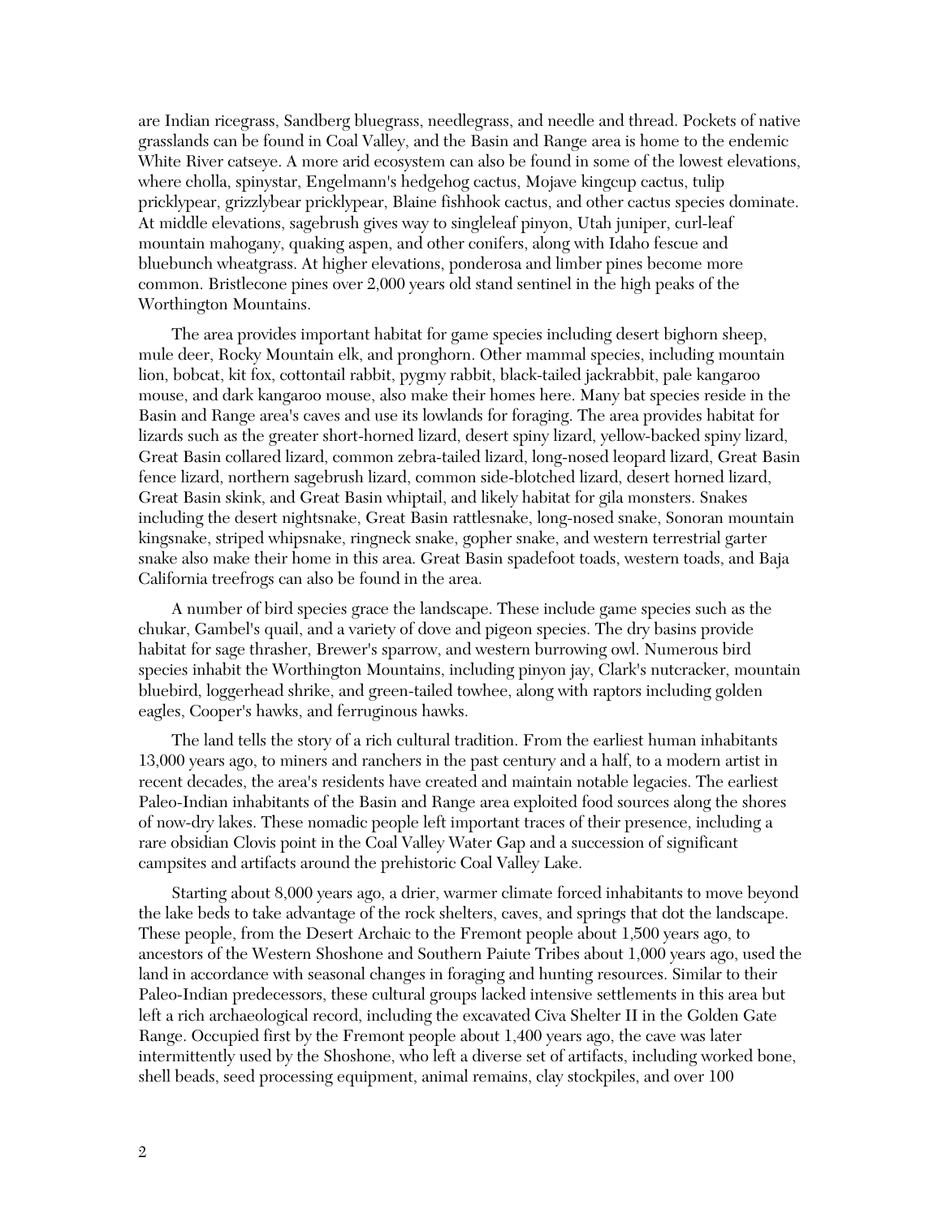are Indian ricegrass, Sandberg bluegrass, needlegrass, and needle and thread. Pockets of native grasslands can be found in Coal Valley, and the Basin and Range area is home to the endemic White River catseye. A more arid ecosystem can also be found in some of the lowest elevations, where cholla, spinystar, Engelmann's hedgehog cactus, Mojave kingcup cactus, tulip pricklypear, grizzlybear pricklypear, Blaine fishhook cactus, and other cactus species dominate. At middle elevations, sagebrush gives way to singleleaf pinyon, Utah juniper, curl-leaf mountain mahogany, quaking aspen, and other conifers, along with Idaho fescue and bluebunch wheatgrass. At higher elevations, ponderosa and limber pines become more common. Bristlecone pines over 2,000 years old stand sentinel in the high peaks of the Worthington Mountains.

The area provides important habitat for game species including desert bighorn sheep, mule deer, Rocky Mountain elk, and pronghorn. Other mammal species, including mountain lion, bobcat, kit fox, cottontail rabbit, pygmy rabbit, black-tailed jackrabbit, pale kangaroo mouse, and dark kangaroo mouse, also make their homes here. Many bat species reside in the Basin and Range area's caves and use its lowlands for foraging. The area provides habitat for lizards such as the greater short-horned lizard, desert spiny lizard, yellow-backed spiny lizard, Great Basin collared lizard, common zebra-tailed lizard, long-nosed leopard lizard, Great Basin fence lizard, northern sagebrush lizard, common side-blotched lizard, desert horned lizard, Great Basin skink, and Great Basin whiptail, and likely habitat for gila monsters. Snakes including the desert nightsnake, Great Basin rattlesnake, long-nosed snake, Sonoran mountain kingsnake, striped whipsnake, ringneck snake, gopher snake, and western terrestrial garter snake also make their home in this area. Great Basin spadefoot toads, western toads, and Baja California treefrogs can also be found in the area.

A number of bird species grace the landscape. These include game species such as the chukar, Gambel's quail, and a variety of dove and pigeon species. The dry basins provide habitat for sage thrasher, Brewer's sparrow, and western burrowing owl. Numerous bird species inhabit the Worthington Mountains, including pinyon jay, Clark's nutcracker, mountain bluebird, loggerhead shrike, and green-tailed towhee, along with raptors including golden eagles, Cooper's hawks, and ferruginous hawks.

The land tells the story of a rich cultural tradition. From the earliest human inhabitants 13,000 years ago, to miners and ranchers in the past century and a half, to a modern artist in recent decades, the area's residents have created and maintain notable legacies. The earliest Paleo-Indian inhabitants of the Basin and Range area exploited food sources along the shores of now-dry lakes. These nomadic people left important traces of their presence, including a rare obsidian Clovis point in the Coal Valley Water Gap and a succession of significant campsites and artifacts around the prehistoric Coal Valley Lake.

Starting about 8,000 years ago, a drier, warmer climate forced inhabitants to move beyond the lake beds to take advantage of the rock shelters, caves, and springs that dot the landscape. These people, from the Desert Archaic to the Fremont people about 1,500 years ago, to ancestors of the Western Shoshone and Southern Paiute Tribes about 1,000 years ago, used the land in accordance with seasonal changes in foraging and hunting resources. Similar to their Paleo-Indian predecessors, these cultural groups lacked intensive settlements in this area but left a rich archaeological record, including the excavated Civa Shelter II in the Golden Gate Range. Occupied first by the Fremont people about 1,400 years ago, the cave was later intermittently used by the Shoshone, who left a diverse set of artifacts, including worked bone, shell beads, seed processing equipment, animal remains, clay stockpiles, and over 100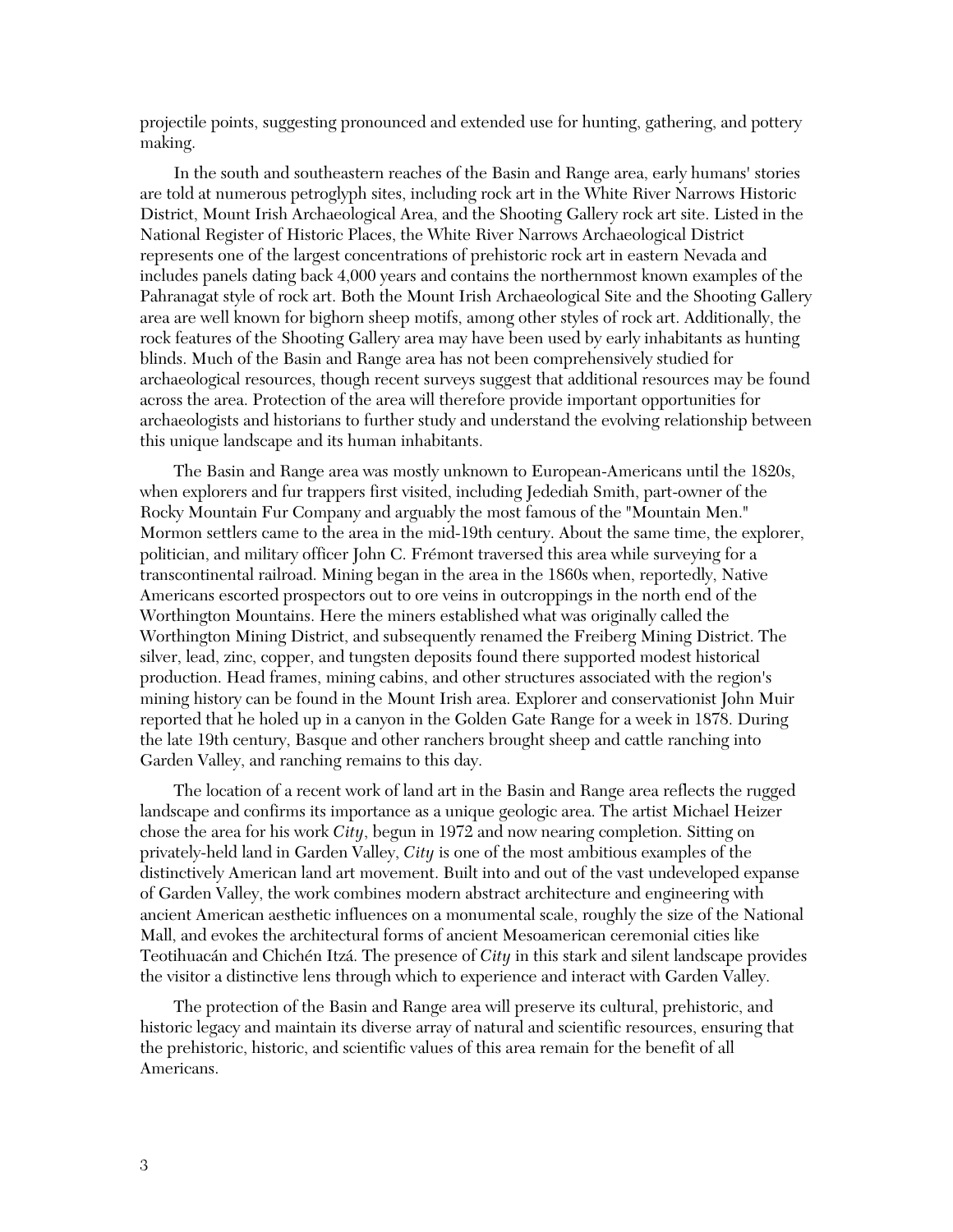projectile points, suggesting pronounced and extended use for hunting, gathering, and pottery making.

In the south and southeastern reaches of the Basin and Range area, early humans' stories are told at numerous petroglyph sites, including rock art in the White River Narrows Historic District, Mount Irish Archaeological Area, and the Shooting Gallery rock art site. Listed in the National Register of Historic Places, the White River Narrows Archaeological District represents one of the largest concentrations of prehistoric rock art in eastern Nevada and includes panels dating back 4,000 years and contains the northernmost known examples of the Pahranagat style of rock art. Both the Mount Irish Archaeological Site and the Shooting Gallery area are well known for bighorn sheep motifs, among other styles of rock art. Additionally, the rock features of the Shooting Gallery area may have been used by early inhabitants as hunting blinds. Much of the Basin and Range area has not been comprehensively studied for archaeological resources, though recent surveys suggest that additional resources may be found across the area. Protection of the area will therefore provide important opportunities for archaeologists and historians to further study and understand the evolving relationship between this unique landscape and its human inhabitants.

The Basin and Range area was mostly unknown to European-Americans until the 1820s, when explorers and fur trappers first visited, including Jedediah Smith, part-owner of the Rocky Mountain Fur Company and arguably the most famous of the "Mountain Men." Mormon settlers came to the area in the mid-19th century. About the same time, the explorer, politician, and military officer John C. Frémont traversed this area while surveying for a transcontinental railroad. Mining began in the area in the 1860s when, reportedly, Native Americans escorted prospectors out to ore veins in outcroppings in the north end of the Worthington Mountains. Here the miners established what was originally called the Worthington Mining District, and subsequently renamed the Freiberg Mining District. The silver, lead, zinc, copper, and tungsten deposits found there supported modest historical production. Head frames, mining cabins, and other structures associated with the region's mining history can be found in the Mount Irish area. Explorer and conservationist John Muir reported that he holed up in a canyon in the Golden Gate Range for a week in 1878. During the late 19th century, Basque and other ranchers brought sheep and cattle ranching into Garden Valley, and ranching remains to this day.

The location of a recent work of land art in the Basin and Range area reflects the rugged landscape and confirms its importance as a unique geologic area. The artist Michael Heizer chose the area for his work *City*, begun in 1972 and now nearing completion. Sitting on privately-held land in Garden Valley, *City* is one of the most ambitious examples of the distinctively American land art movement. Built into and out of the vast undeveloped expanse of Garden Valley, the work combines modern abstract architecture and engineering with ancient American aesthetic influences on a monumental scale, roughly the size of the National Mall, and evokes the architectural forms of ancient Mesoamerican ceremonial cities like Teotihuacán and Chichén Itzá. The presence of *City* in this stark and silent landscape provides the visitor a distinctive lens through which to experience and interact with Garden Valley.

The protection of the Basin and Range area will preserve its cultural, prehistoric, and historic legacy and maintain its diverse array of natural and scientific resources, ensuring that the prehistoric, historic, and scientific values of this area remain for the benefit of all Americans.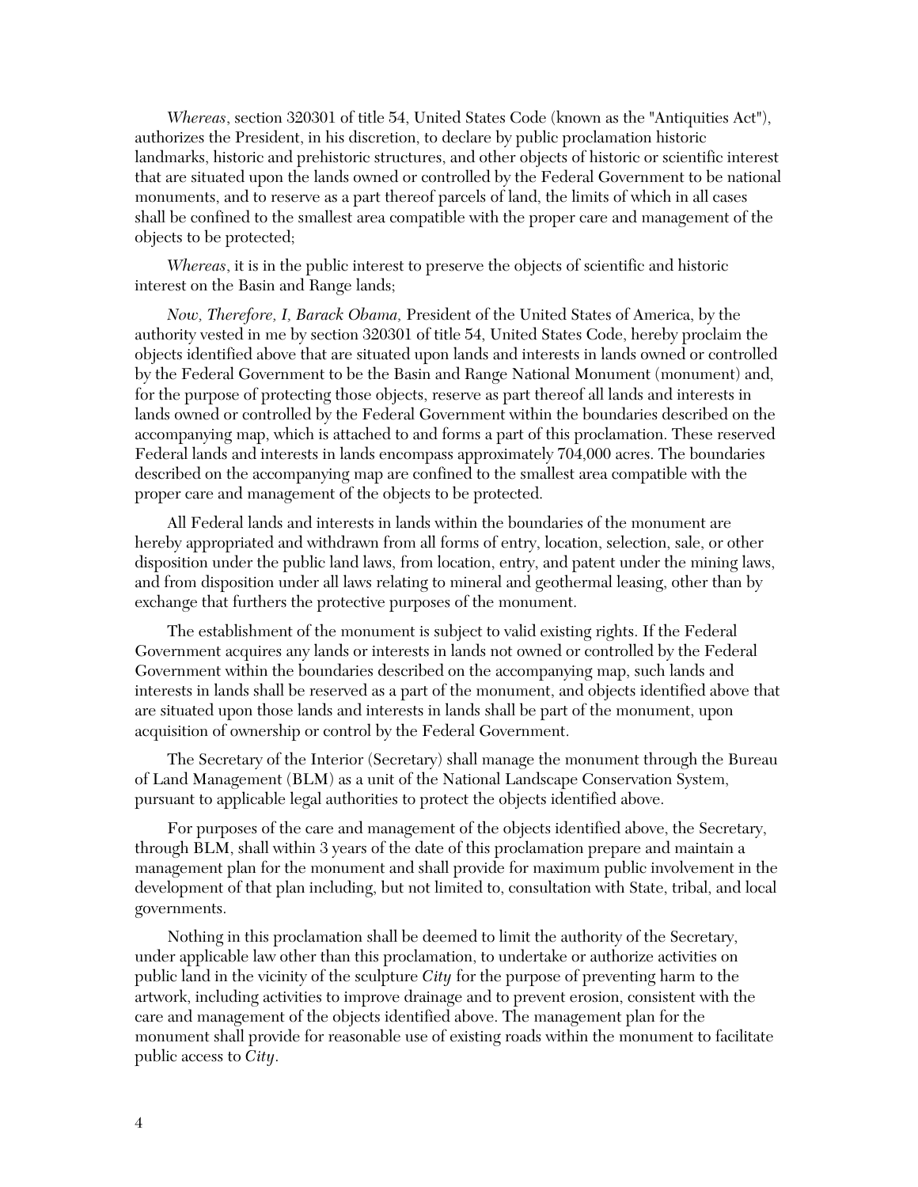*Whereas*, section 320301 of title 54, United States Code (known as the "Antiquities Act"), authorizes the President, in his discretion, to declare by public proclamation historic landmarks, historic and prehistoric structures, and other objects of historic or scientific interest that are situated upon the lands owned or controlled by the Federal Government to be national monuments, and to reserve as a part thereof parcels of land, the limits of which in all cases shall be confined to the smallest area compatible with the proper care and management of the objects to be protected;

*Whereas*, it is in the public interest to preserve the objects of scientific and historic interest on the Basin and Range lands;

*Now, Therefore, I, Barack Obama,* President of the United States of America, by the authority vested in me by section 320301 of title 54, United States Code, hereby proclaim the objects identified above that are situated upon lands and interests in lands owned or controlled by the Federal Government to be the Basin and Range National Monument (monument) and, for the purpose of protecting those objects, reserve as part thereof all lands and interests in lands owned or controlled by the Federal Government within the boundaries described on the accompanying map, which is attached to and forms a part of this proclamation. These reserved Federal lands and interests in lands encompass approximately 704,000 acres. The boundaries described on the accompanying map are confined to the smallest area compatible with the proper care and management of the objects to be protected.

All Federal lands and interests in lands within the boundaries of the monument are hereby appropriated and withdrawn from all forms of entry, location, selection, sale, or other disposition under the public land laws, from location, entry, and patent under the mining laws, and from disposition under all laws relating to mineral and geothermal leasing, other than by exchange that furthers the protective purposes of the monument.

The establishment of the monument is subject to valid existing rights. If the Federal Government acquires any lands or interests in lands not owned or controlled by the Federal Government within the boundaries described on the accompanying map, such lands and interests in lands shall be reserved as a part of the monument, and objects identified above that are situated upon those lands and interests in lands shall be part of the monument, upon acquisition of ownership or control by the Federal Government.

The Secretary of the Interior (Secretary) shall manage the monument through the Bureau of Land Management (BLM) as a unit of the National Landscape Conservation System, pursuant to applicable legal authorities to protect the objects identified above.

For purposes of the care and management of the objects identified above, the Secretary, through BLM, shall within 3 years of the date of this proclamation prepare and maintain a management plan for the monument and shall provide for maximum public involvement in the development of that plan including, but not limited to, consultation with State, tribal, and local governments.

Nothing in this proclamation shall be deemed to limit the authority of the Secretary, under applicable law other than this proclamation, to undertake or authorize activities on public land in the vicinity of the sculpture *City* for the purpose of preventing harm to the artwork, including activities to improve drainage and to prevent erosion, consistent with the care and management of the objects identified above. The management plan for the monument shall provide for reasonable use of existing roads within the monument to facilitate public access to *City*.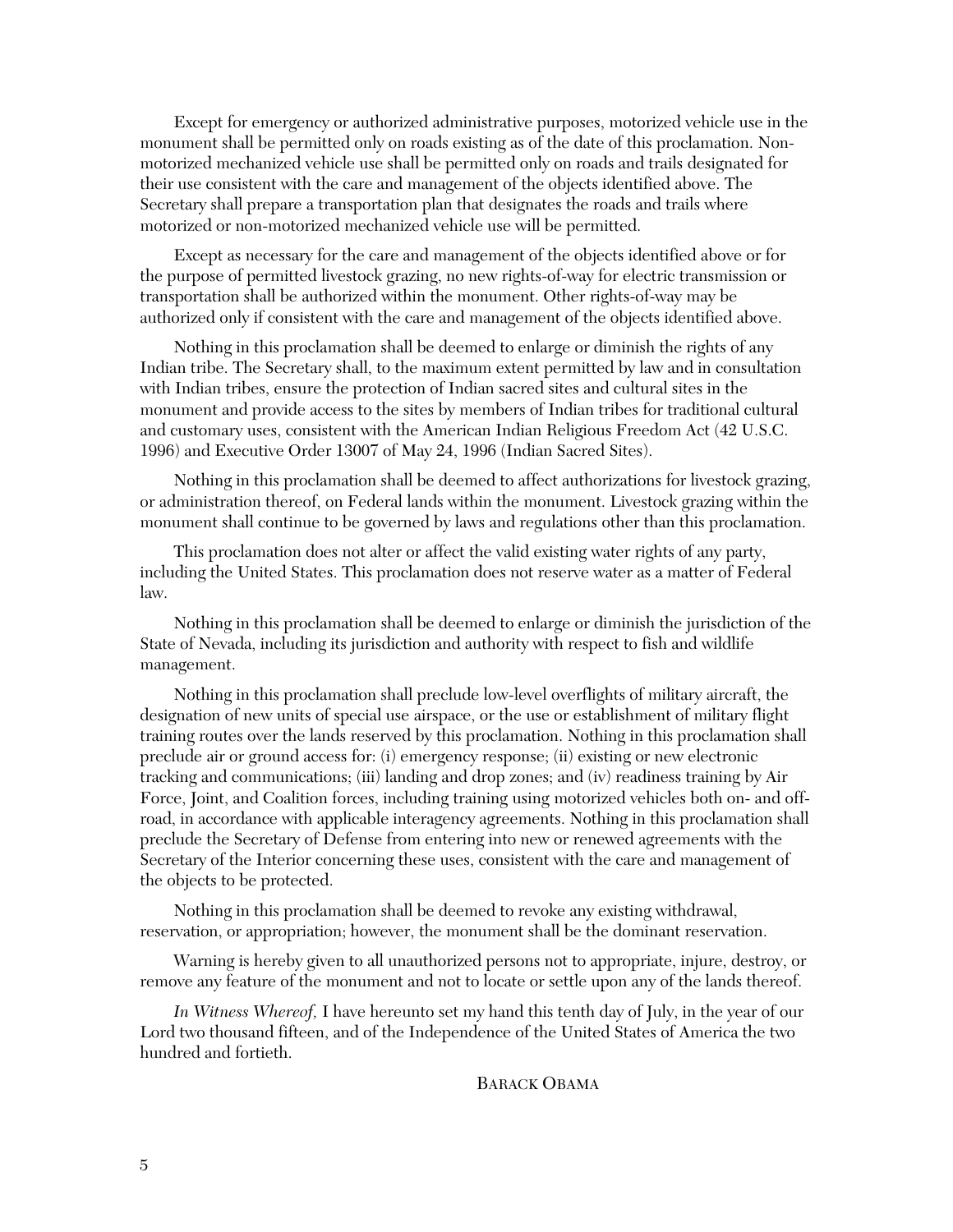Except for emergency or authorized administrative purposes, motorized vehicle use in the monument shall be permitted only on roads existing as of the date of this proclamation. Non-motorized mechanized vehicle use shall be permitted only on roads and trails designated for their use consistent with the care and management of the objects identified above. The Secretary shall prepare a transportation plan that designates the roads and trails where motorized or non-motorized mechanized vehicle use will be permitted.

Except as necessary for the care and management of the objects identified above or for the purpose of permitted livestock grazing, no new rights-of-way for electric transmission or transportation shall be authorized within the monument. Other rights-of-way may be authorized only if consistent with the care and management of the objects identified above.

Nothing in this proclamation shall be deemed to enlarge or diminish the rights of any Indian tribe. The Secretary shall, to the maximum extent permitted by law and in consultation with Indian tribes, ensure the protection of Indian sacred sites and cultural sites in the monument and provide access to the sites by members of Indian tribes for traditional cultural and customary uses, consistent with the American Indian Religious Freedom Act (42 U.S.C. 1996) and Executive Order 13007 of May 24, 1996 (Indian Sacred Sites).

Nothing in this proclamation shall be deemed to affect authorizations for livestock grazing, or administration thereof, on Federal lands within the monument. Livestock grazing within the monument shall continue to be governed by laws and regulations other than this proclamation.

This proclamation does not alter or affect the valid existing water rights of any party, including the United States. This proclamation does not reserve water as a matter of Federal law.

Nothing in this proclamation shall be deemed to enlarge or diminish the jurisdiction of the State of Nevada, including its jurisdiction and authority with respect to fish and wildlife management.

Nothing in this proclamation shall preclude low-level overflights of military aircraft, the designation of new units of special use airspace, or the use or establishment of military flight training routes over the lands reserved by this proclamation. Nothing in this proclamation shall preclude air or ground access for: (i) emergency response; (ii) existing or new electronic tracking and communications; (iii) landing and drop zones; and (iv) readiness training by Air Force, Joint, and Coalition forces, including training using motorized vehicles both on- and off-road, in accordance with applicable interagency agreements. Nothing in this proclamation shall preclude the Secretary of Defense from entering into new or renewed agreements with the Secretary of the Interior concerning these uses, consistent with the care and management of the objects to be protected.

Nothing in this proclamation shall be deemed to revoke any existing withdrawal, reservation, or appropriation; however, the monument shall be the dominant reservation.

Warning is hereby given to all unauthorized persons not to appropriate, injure, destroy, or remove any feature of the monument and not to locate or settle upon any of the lands thereof.

*In Witness Whereof,* I have hereunto set my hand this tenth day of July, in the year of our Lord two thousand fifteen, and of the Independence of the United States of America the two hundred and fortieth.

BARACK OBAMA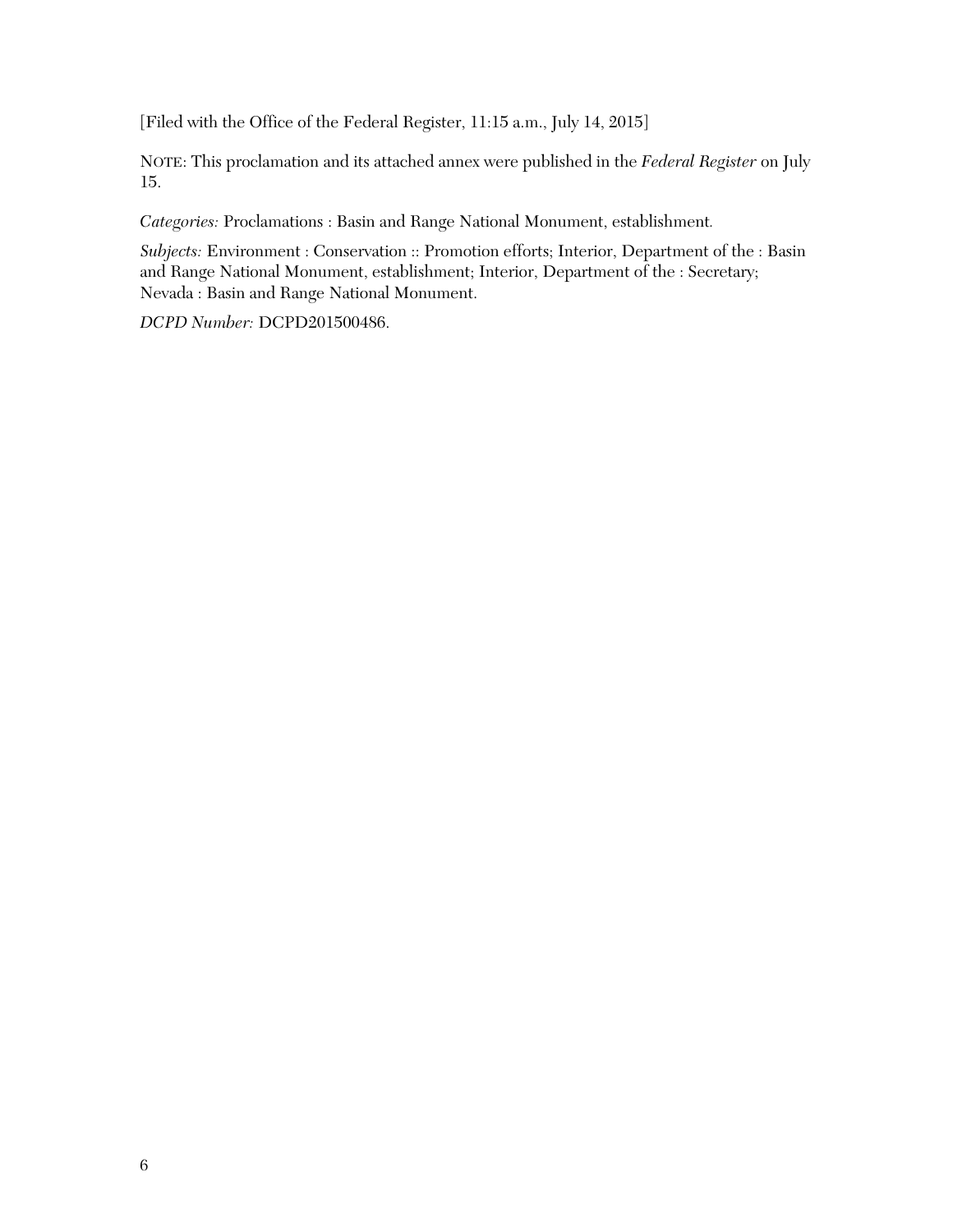[Filed with the Office of the Federal Register, 11:15 a.m., July 14, 2015]

NOTE: This proclamation and its attached annex were published in the *Federal Register* on July 15.

*Categories:* Proclamations : Basin and Range National Monument, establishment.

*Subjects:* Environment : Conservation :: Promotion efforts; Interior, Department of the : Basin and Range National Monument, establishment; Interior, Department of the : Secretary; Nevada : Basin and Range National Monument.

*DCPD Number:* DCPD201500486.